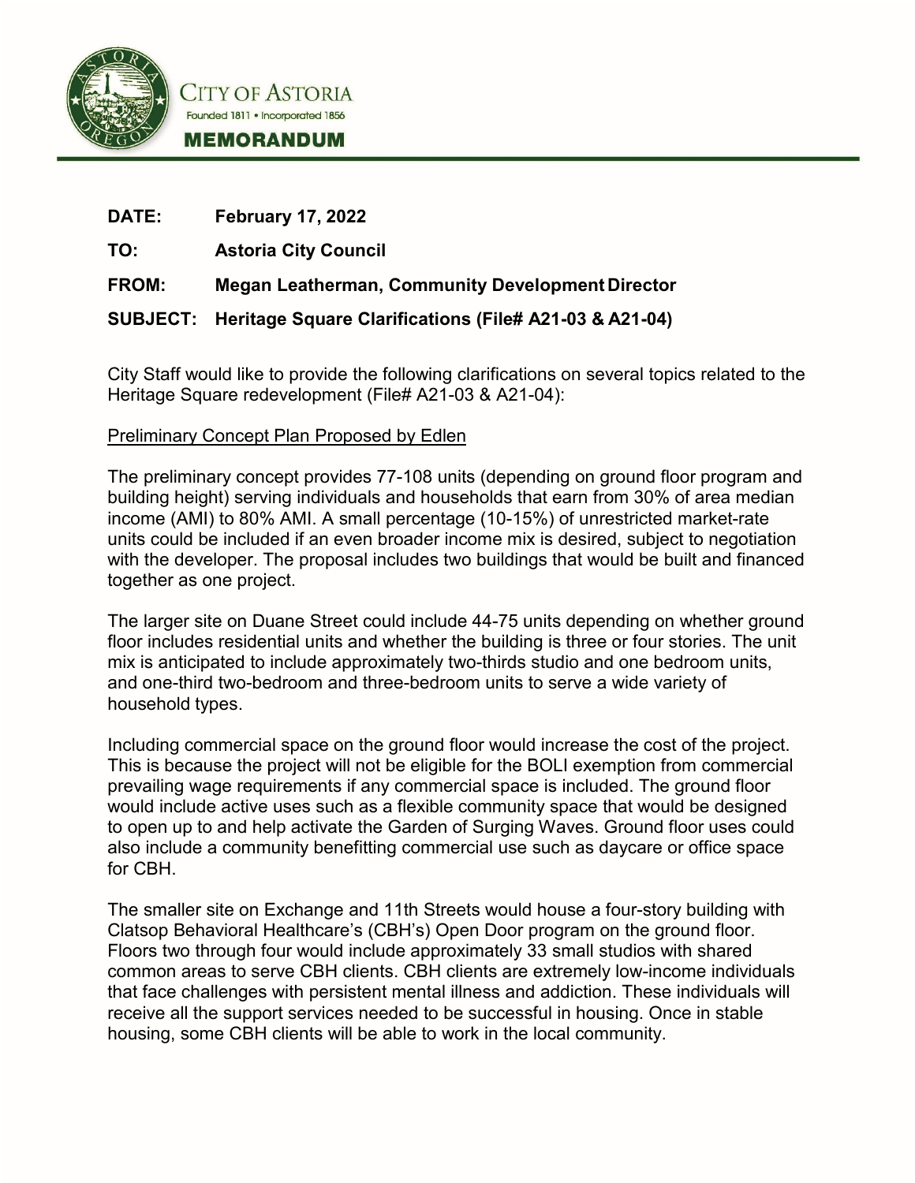CITY OF ASTORIA

Founded 1811 • Incorporated 1856

**MEMORANDUM**

**DATE:** February 17, 2022

**TO:** Astoria City Council

**FROM:** Megan Leatherman, Community Development Director

**SUBJECT:** Heritage Square Clarifications (File# A21-03 & A21-04)

City Staff would like to provide the following clarifications on several topics related to the Heritage Square redevelopment (File# A21-03 & A21-04):

Preliminary Concept Plan Proposed by Edlen

The preliminary concept provides 77-108 units (depending on ground floor program and building height) serving individuals and households that earn from 30% of area median income (AMI) to 80% AMI. A small percentage (10-15%) of unrestricted market-rate units could be included if an even broader income mix is desired, subject to negotiation with the developer. The proposal includes two buildings that would be built and financed together as one project.

The larger site on Duane Street could include 44-75 units depending on whether ground floor includes residential units and whether the building is three or four stories. The unit mix is anticipated to include approximately two-thirds studio and one bedroom units, and one-third two-bedroom and three-bedroom units to serve a wide variety of household types.

Including commercial space on the ground floor would increase the cost of the project. This is because the project will not be eligible for the BOLI exemption from commercial prevailing wage requirements if any commercial space is included. The ground floor would include active uses such as a flexible community space that would be designed to open up to and help activate the Garden of Surging Waves. Ground floor uses could also include a community benefitting commercial use such as daycare or office space for CBH.

The smaller site on Exchange and 11th Streets would house a four-story building with Clatsop Behavioral Healthcare's (CBH's) Open Door program on the ground floor. Floors two through four would include approximately 33 small studios with shared common areas to serve CBH clients. CBH clients are extremely low-income individuals that face challenges with persistent mental illness and addiction. These individuals will receive all the support services needed to be successful in housing. Once in stable housing, some CBH clients will be able to work in the local community.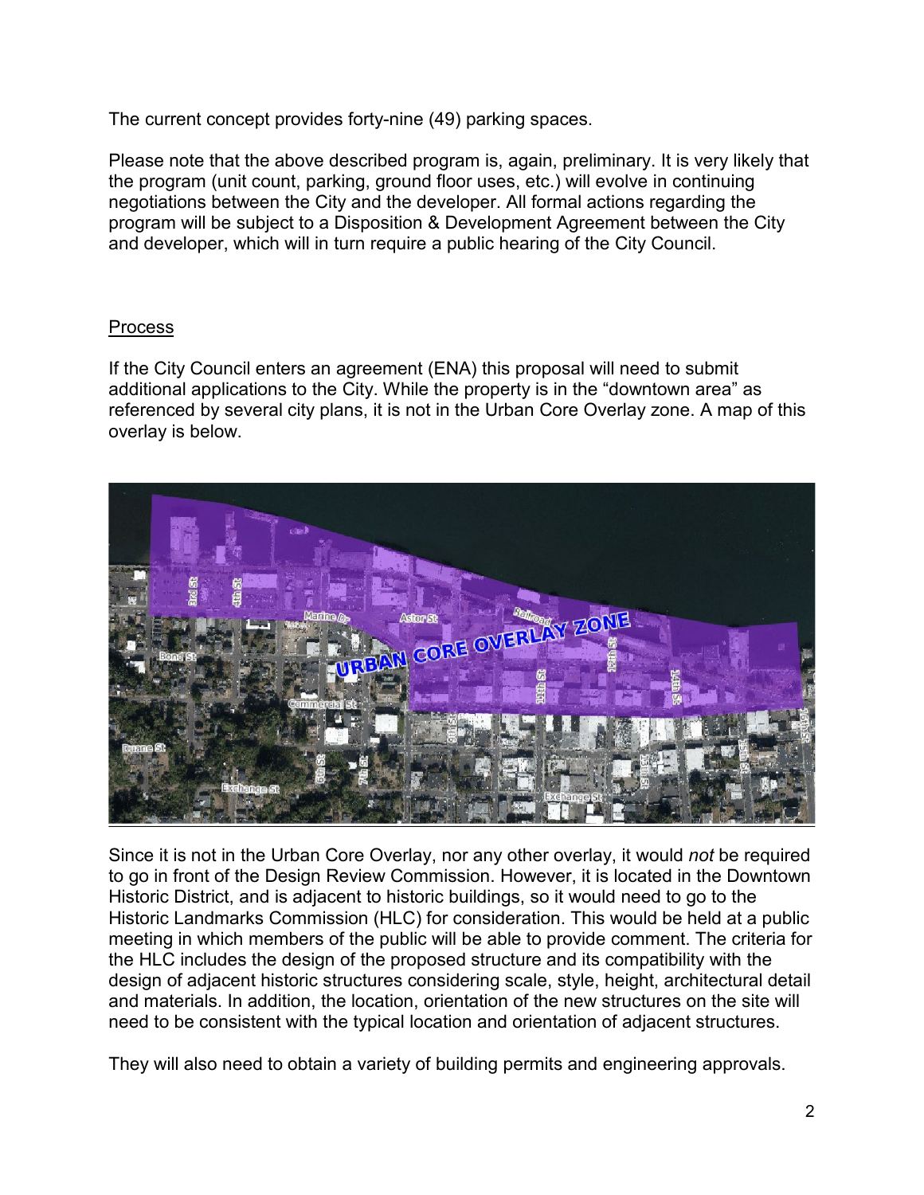The current concept provides forty-nine (49) parking spaces.

Please note that the above described program is, again, preliminary. It is very likely that the program (unit count, parking, ground floor uses, etc.) will evolve in continuing negotiations between the City and the developer. All formal actions regarding the program will be subject to a Disposition & Development Agreement between the City and developer, which will in turn require a public hearing of the City Council.

## Process

If the City Council enters an agreement (ENA) this proposal will need to submit additional applications to the City. While the property is in the "downtown area" as referenced by several city plans, it is not in the Urban Core Overlay zone. A map of this overlay is below.

Since it is not in the Urban Core Overlay, nor any other overlay, it would *not* be required to go in front of the Design Review Commission. However, it is located in the Downtown Historic District, and is adjacent to historic buildings, so it would need to go to the Historic Landmarks Commission (HLC) for consideration. This would be held at a public meeting in which members of the public will be able to provide comment. The criteria for the HLC includes the design of the proposed structure and its compatibility with the design of adjacent historic structures considering scale, style, height, architectural detail and materials. In addition, the location, orientation of the new structures on the site will need to be consistent with the typical location and orientation of adjacent structures.

They will also need to obtain a variety of building permits and engineering approvals.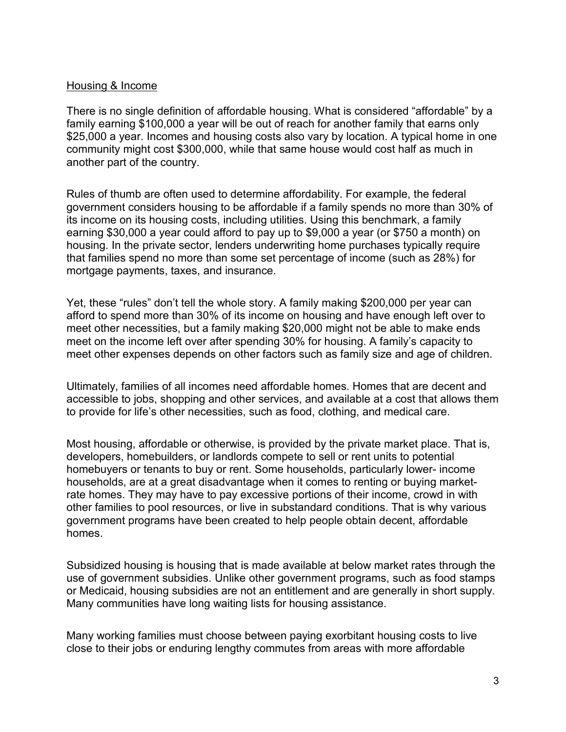## Housing & Income

There is no single definition of affordable housing. What is considered "affordable" by a family earning $100,000 a year will be out of reach for another family that earns only $25,000 a year. Incomes and housing costs also vary by location. A typical home in one community might cost $300,000, while that same house would cost half as much in another part of the country.

Rules of thumb are often used to determine affordability. For example, the federal government considers housing to be affordable if a family spends no more than 30% of its income on its housing costs, including utilities. Using this benchmark, a family earning $30,000 a year could afford to pay up to $9,000 a year (or $750 a month) on housing. In the private sector, lenders underwriting home purchases typically require that families spend no more than some set percentage of income (such as 28%) for mortgage payments, taxes, and insurance.

Yet, these "rules" don't tell the whole story. A family making $200,000 per year can afford to spend more than 30% of its income on housing and have enough left over to meet other necessities, but a family making $20,000 might not be able to make ends meet on the income left over after spending 30% for housing. A family's capacity to meet other expenses depends on other factors such as family size and age of children.

Ultimately, families of all incomes need affordable homes. Homes that are decent and accessible to jobs, shopping and other services, and available at a cost that allows them to provide for life's other necessities, such as food, clothing, and medical care.

Most housing, affordable or otherwise, is provided by the private market place. That is, developers, homebuilders, or landlords compete to sell or rent units to potential homebuyers or tenants to buy or rent. Some households, particularly lower- income households, are at a great disadvantage when it comes to renting or buying market-rate homes. They may have to pay excessive portions of their income, crowd in with other families to pool resources, or live in substandard conditions. That is why various government programs have been created to help people obtain decent, affordable homes.

Subsidized housing is housing that is made available at below market rates through the use of government subsidies. Unlike other government programs, such as food stamps or Medicaid, housing subsidies are not an entitlement and are generally in short supply. Many communities have long waiting lists for housing assistance.

Many working families must choose between paying exorbitant housing costs to live close to their jobs or enduring lengthy commutes from areas with more affordable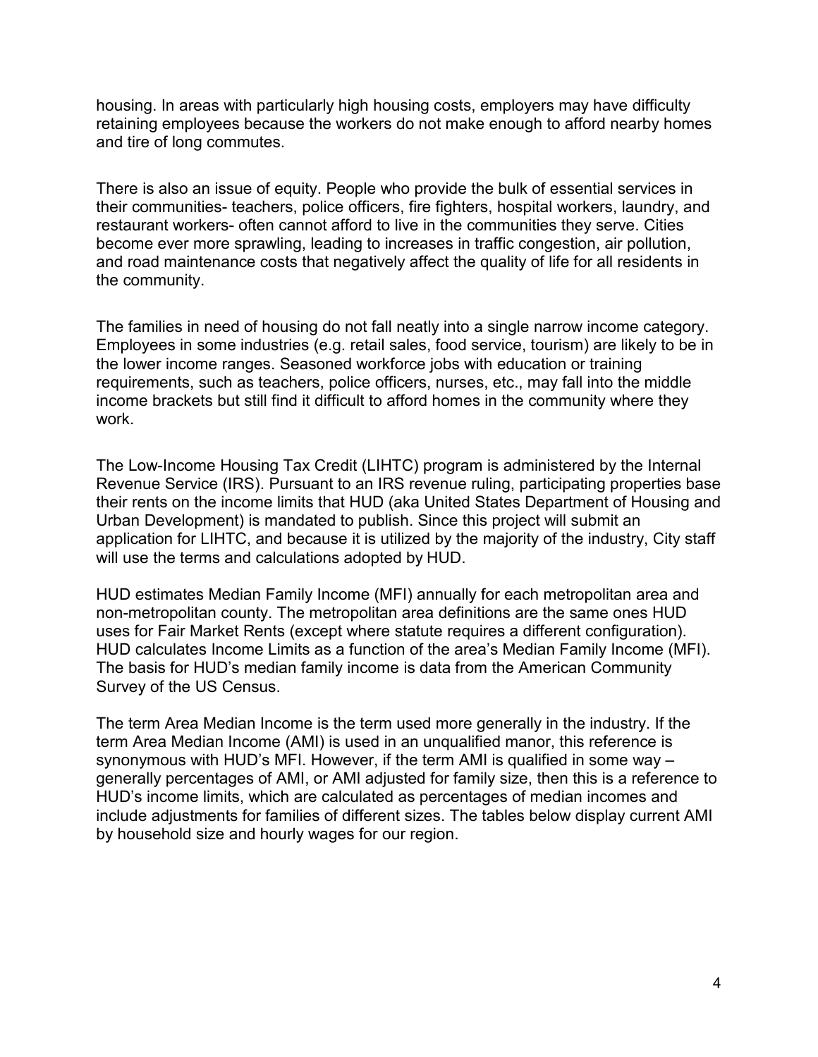housing. In areas with particularly high housing costs, employers may have difficulty retaining employees because the workers do not make enough to afford nearby homes and tire of long commutes.

There is also an issue of equity. People who provide the bulk of essential services in their communities- teachers, police officers, fire fighters, hospital workers, laundry, and restaurant workers- often cannot afford to live in the communities they serve. Cities become ever more sprawling, leading to increases in traffic congestion, air pollution, and road maintenance costs that negatively affect the quality of life for all residents in the community.

The families in need of housing do not fall neatly into a single narrow income category. Employees in some industries (e.g. retail sales, food service, tourism) are likely to be in the lower income ranges. Seasoned workforce jobs with education or training requirements, such as teachers, police officers, nurses, etc., may fall into the middle income brackets but still find it difficult to afford homes in the community where they work.

The Low-Income Housing Tax Credit (LIHTC) program is administered by the Internal Revenue Service (IRS). Pursuant to an IRS revenue ruling, participating properties base their rents on the income limits that HUD (aka United States Department of Housing and Urban Development) is mandated to publish. Since this project will submit an application for LIHTC, and because it is utilized by the majority of the industry, City staff will use the terms and calculations adopted by HUD.

HUD estimates Median Family Income (MFI) annually for each metropolitan area and non-metropolitan county. The metropolitan area definitions are the same ones HUD uses for Fair Market Rents (except where statute requires a different configuration). HUD calculates Income Limits as a function of the area's Median Family Income (MFI). The basis for HUD's median family income is data from the American Community Survey of the US Census.

The term Area Median Income is the term used more generally in the industry. If the term Area Median Income (AMI) is used in an unqualified manor, this reference is synonymous with HUD's MFI. However, if the term AMI is qualified in some way – generally percentages of AMI, or AMI adjusted for family size, then this is a reference to HUD's income limits, which are calculated as percentages of median incomes and include adjustments for families of different sizes. The tables below display current AMI by household size and hourly wages for our region.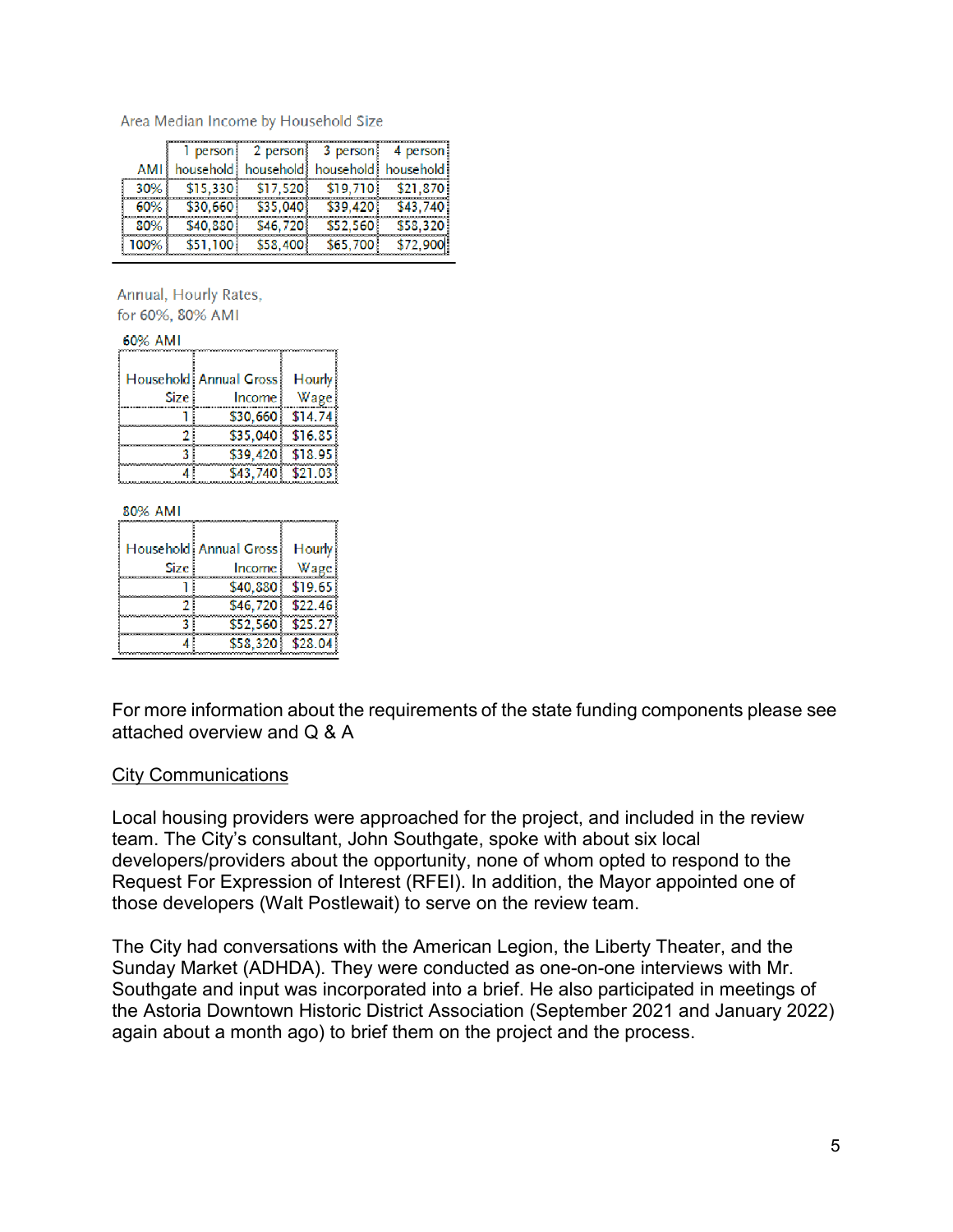Area Median Income by Household Size

| AMI | 1 person household | 2 person household | 3 person household | 4 person household |
|---|---|---|---|---|
| 30% | $15,330 | $17,520 | $19,710 | $21,870 |
| 60% | $30,660 | $35,040 | $39,420 | $43,740 |
| 80% | $40,880 | $46,720 | $52,560 | $58,320 |
| 100% | $51,100 | $58,400 | $65,700 | $72,900 |

Annual, Hourly Rates, for 60%, 80% AMI

60% AMI

| Household Size | Annual Gross Income | Hourly Wage |
|---|---|---|
| 1 | $30,660 | $14.74 |
| 2 | $35,040 | $16.85 |
| 3 | $39,420 | $18.95 |
| 4 | $43,740 | $21.03 |

80% AMI

| Household Size | Annual Gross Income | Hourly Wage |
|---|---|---|
| 1 | $40,880 | $19.65 |
| 2 | $46,720 | $22.46 |
| 3 | $52,560 | $25.27 |
| 4 | $58,320 | $28.04 |

For more information about the requirements of the state funding components please see attached overview and Q & A

<u>City Communications</u>

Local housing providers were approached for the project, and included in the review team. The City's consultant, John Southgate, spoke with about six local developers/providers about the opportunity, none of whom opted to respond to the Request For Expression of Interest (RFEI). In addition, the Mayor appointed one of those developers (Walt Postlewait) to serve on the review team.

The City had conversations with the American Legion, the Liberty Theater, and the Sunday Market (ADHDA). They were conducted as one-on-one interviews with Mr. Southgate and input was incorporated into a brief. He also participated in meetings of the Astoria Downtown Historic District Association (September 2021 and January 2022) again about a month ago) to brief them on the project and the process.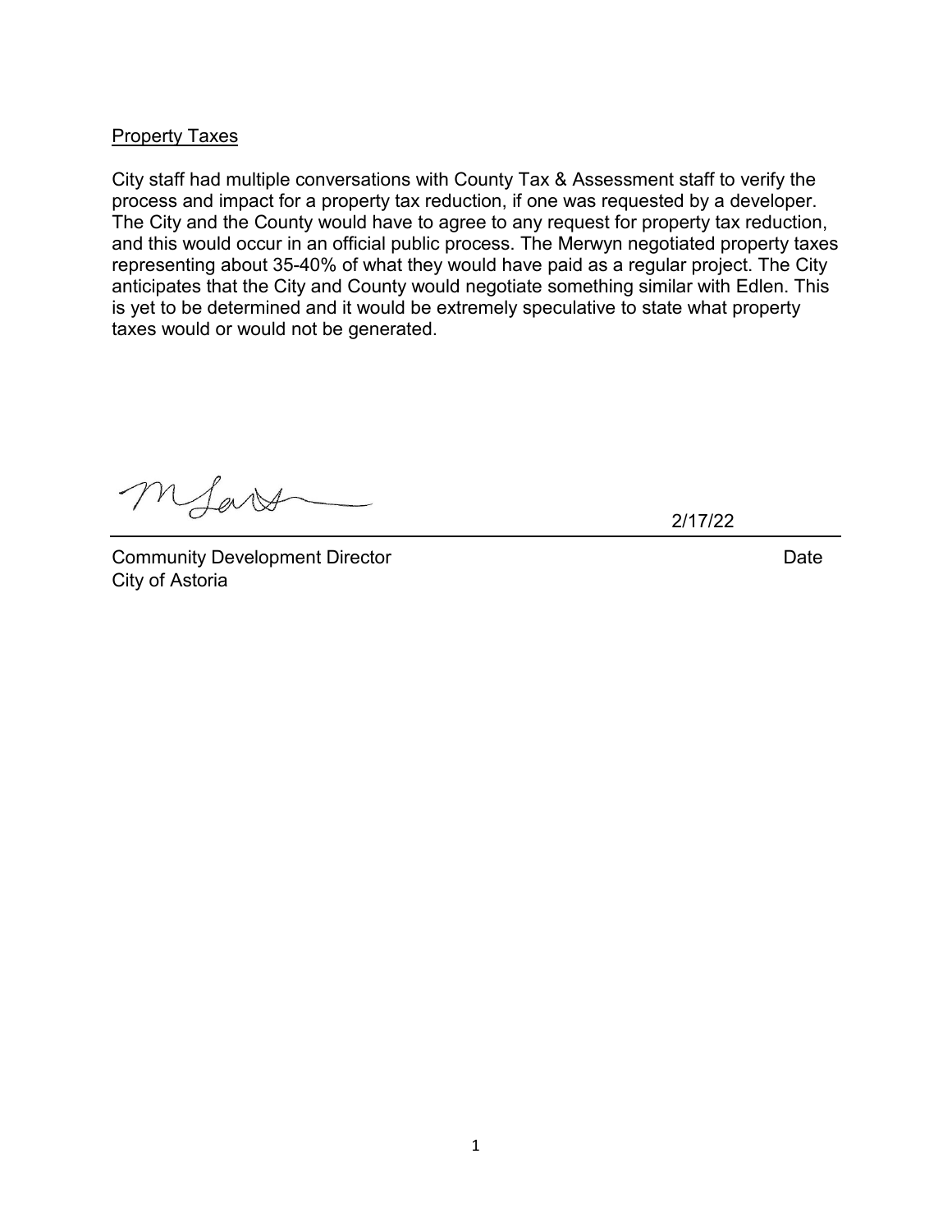Property Taxes

City staff had multiple conversations with County Tax & Assessment staff to verify the process and impact for a property tax reduction, if one was requested by a developer. The City and the County would have to agree to any request for property tax reduction, and this would occur in an official public process. The Merwyn negotiated property taxes representing about 35-40% of what they would have paid as a regular project. The City anticipates that the City and County would negotiate something similar with Edlen. This is yet to be determined and it would be extremely speculative to state what property taxes would or would not be generated.

2/17/22

Community Development Director Date
City of Astoria